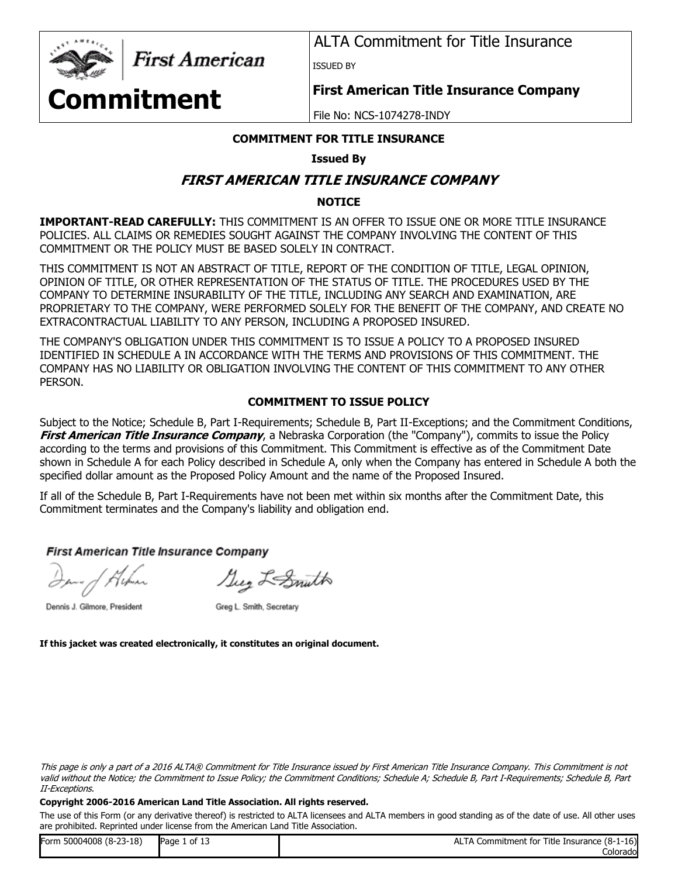# Commitment

**First American**

ALTA Commitment for Title Insurance

ISSUED BY

**First American Title Insurance Company**

File No: NCS-1074278-INDY

## COMMITMENT FOR TITLE INSURANCE

**Issued By**

## *FIRST AMERICAN TITLE INSURANCE COMPANY*

### NOTICE

**IMPORTANT-READ CAREFULLY:** THIS COMMITMENT IS AN OFFER TO ISSUE ONE OR MORE TITLE INSURANCE POLICIES. ALL CLAIMS OR REMEDIES SOUGHT AGAINST THE COMPANY INVOLVING THE CONTENT OF THIS COMMITMENT OR THE POLICY MUST BE BASED SOLELY IN CONTRACT.

THIS COMMITMENT IS NOT AN ABSTRACT OF TITLE, REPORT OF THE CONDITION OF TITLE, LEGAL OPINION, OPINION OF TITLE, OR OTHER REPRESENTATION OF THE STATUS OF TITLE. THE PROCEDURES USED BY THE COMPANY TO DETERMINE INSURABILITY OF THE TITLE, INCLUDING ANY SEARCH AND EXAMINATION, ARE PROPRIETARY TO THE COMPANY, WERE PERFORMED SOLELY FOR THE BENEFIT OF THE COMPANY, AND CREATE NO EXTRACONTRACTUAL LIABILITY TO ANY PERSON, INCLUDING A PROPOSED INSURED.

THE COMPANY'S OBLIGATION UNDER THIS COMMITMENT IS TO ISSUE A POLICY TO A PROPOSED INSURED IDENTIFIED IN SCHEDULE A IN ACCORDANCE WITH THE TERMS AND PROVISIONS OF THIS COMMITMENT. THE COMPANY HAS NO LIABILITY OR OBLIGATION INVOLVING THE CONTENT OF THIS COMMITMENT TO ANY OTHER PERSON.

### COMMITMENT TO ISSUE POLICY

Subject to the Notice; Schedule B, Part I-Requirements; Schedule B, Part II-Exceptions; and the Commitment Conditions, ***First American Title Insurance Company***, a Nebraska Corporation (the "Company"), commits to issue the Policy according to the terms and provisions of this Commitment. This Commitment is effective as of the Commitment Date shown in Schedule A for each Policy described in Schedule A, only when the Company has entered in Schedule A both the specified dollar amount as the Proposed Policy Amount and the name of the Proposed Insured.

If all of the Schedule B, Part I-Requirements have not been met within six months after the Commitment Date, this Commitment terminates and the Company's liability and obligation end.

**First American Title Insurance Company**

Dennis J. Gilmore, President

Greg L. Smith, Secretary

**If this jacket was created electronically, it constitutes an original document.**

*This page is only a part of a 2016 ALTA® Commitment for Title Insurance issued by First American Title Insurance Company. This Commitment is not valid without the Notice; the Commitment to Issue Policy; the Commitment Conditions; Schedule A; Schedule B, Part I-Requirements; Schedule B, Part II-Exceptions.*

**Copyright 2006-2016 American Land Title Association. All rights reserved.**

The use of this Form (or any derivative thereof) is restricted to ALTA licensees and ALTA members in good standing as of the date of use. All other uses are prohibited. Reprinted under license from the American Land Title Association.

| Form 50004008 (8-23-18) | | ALTA Commitment for Title Insurance (8-1-16) Colorado |
|---|---|---|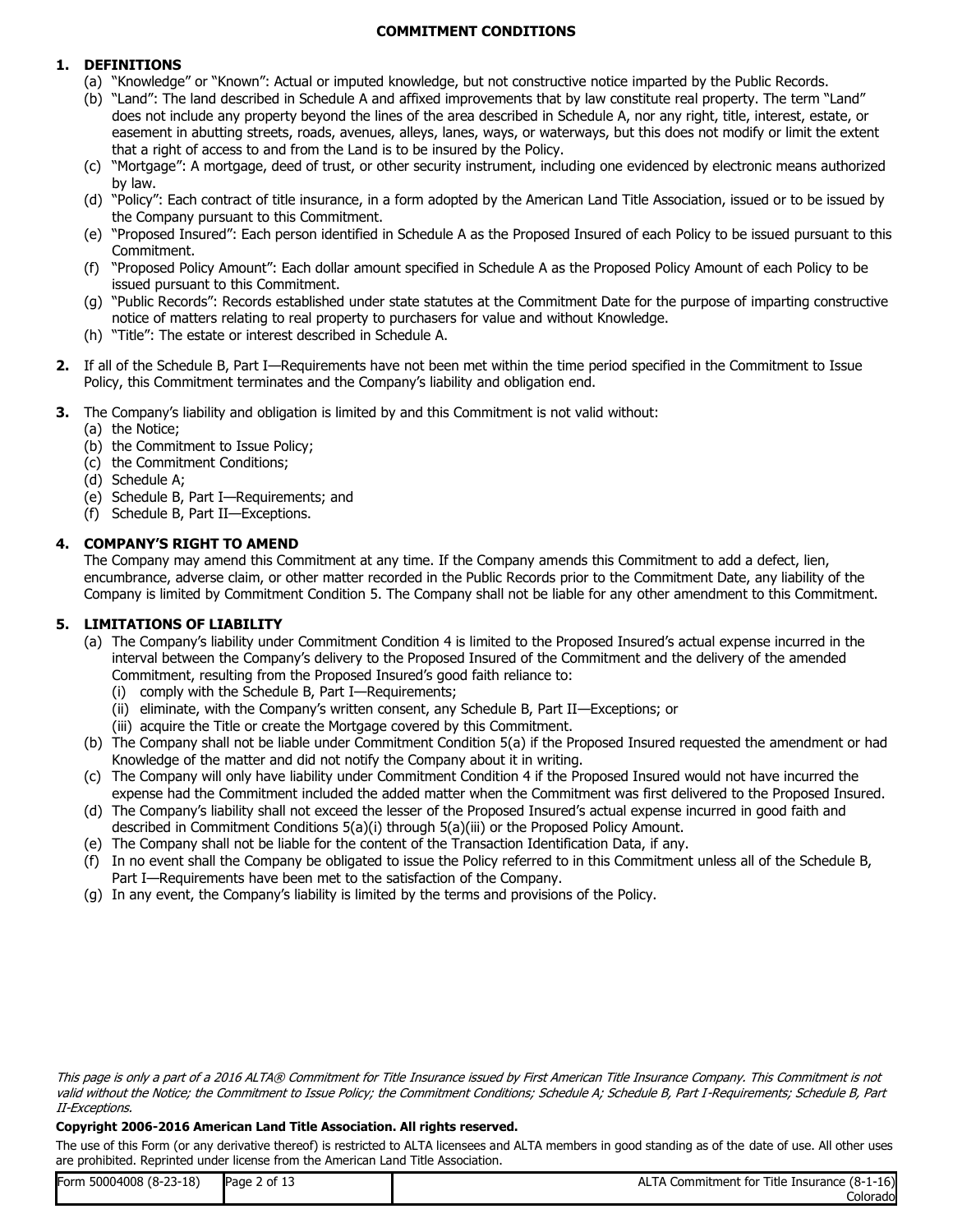# COMMITMENT CONDITIONS

**1. DEFINITIONS**

(a) "Knowledge" or "Known": Actual or imputed knowledge, but not constructive notice imparted by the Public Records.

(b) "Land": The land described in Schedule A and affixed improvements that by law constitute real property. The term "Land" does not include any property beyond the lines of the area described in Schedule A, nor any right, title, interest, estate, or easement in abutting streets, roads, avenues, alleys, lanes, ways, or waterways, but this does not modify or limit the extent that a right of access to and from the Land is to be insured by the Policy.

(c) "Mortgage": A mortgage, deed of trust, or other security instrument, including one evidenced by electronic means authorized by law.

(d) "Policy": Each contract of title insurance, in a form adopted by the American Land Title Association, issued or to be issued by the Company pursuant to this Commitment.

(e) "Proposed Insured": Each person identified in Schedule A as the Proposed Insured of each Policy to be issued pursuant to this Commitment.

(f) "Proposed Policy Amount": Each dollar amount specified in Schedule A as the Proposed Policy Amount of each Policy to be issued pursuant to this Commitment.

(g) "Public Records": Records established under state statutes at the Commitment Date for the purpose of imparting constructive notice of matters relating to real property to purchasers for value and without Knowledge.

(h) "Title": The estate or interest described in Schedule A.

**2.** If all of the Schedule B, Part I—Requirements have not been met within the time period specified in the Commitment to Issue Policy, this Commitment terminates and the Company's liability and obligation end.

**3.** The Company's liability and obligation is limited by and this Commitment is not valid without:

(a) the Notice;
(b) the Commitment to Issue Policy;
(c) the Commitment Conditions;
(d) Schedule A;
(e) Schedule B, Part I—Requirements; and
(f) Schedule B, Part II—Exceptions.

**4. COMPANY'S RIGHT TO AMEND**

The Company may amend this Commitment at any time. If the Company amends this Commitment to add a defect, lien, encumbrance, adverse claim, or other matter recorded in the Public Records prior to the Commitment Date, any liability of the Company is limited by Commitment Condition 5. The Company shall not be liable for any other amendment to this Commitment.

**5. LIMITATIONS OF LIABILITY**

(a) The Company's liability under Commitment Condition 4 is limited to the Proposed Insured's actual expense incurred in the interval between the Company's delivery to the Proposed Insured of the Commitment and the delivery of the amended Commitment, resulting from the Proposed Insured's good faith reliance to:

(i) comply with the Schedule B, Part I—Requirements;
(ii) eliminate, with the Company's written consent, any Schedule B, Part II—Exceptions; or
(iii) acquire the Title or create the Mortgage covered by this Commitment.

(b) The Company shall not be liable under Commitment Condition 5(a) if the Proposed Insured requested the amendment or had Knowledge of the matter and did not notify the Company about it in writing.

(c) The Company will only have liability under Commitment Condition 4 if the Proposed Insured would not have incurred the expense had the Commitment included the added matter when the Commitment was first delivered to the Proposed Insured.

(d) The Company's liability shall not exceed the lesser of the Proposed Insured's actual expense incurred in good faith and described in Commitment Conditions 5(a)(i) through 5(a)(iii) or the Proposed Policy Amount.

(e) The Company shall not be liable for the content of the Transaction Identification Data, if any.

(f) In no event shall the Company be obligated to issue the Policy referred to in this Commitment unless all of the Schedule B, Part I—Requirements have been met to the satisfaction of the Company.

(g) In any event, the Company's liability is limited by the terms and provisions of the Policy.

*This page is only a part of a 2016 ALTA® Commitment for Title Insurance issued by First American Title Insurance Company. This Commitment is not valid without the Notice; the Commitment to Issue Policy; the Commitment Conditions; Schedule A; Schedule B, Part I-Requirements; Schedule B, Part II-Exceptions.*

**Copyright 2006-2016 American Land Title Association. All rights reserved.**

The use of this Form (or any derivative thereof) is restricted to ALTA licensees and ALTA members in good standing as of the date of use. All other uses are prohibited. Reprinted under license from the American Land Title Association.

| Form 50004008 (8-23-18) | | ALTA Commitment for Title Insurance (8-1-16) Colorado |
|---|---|---|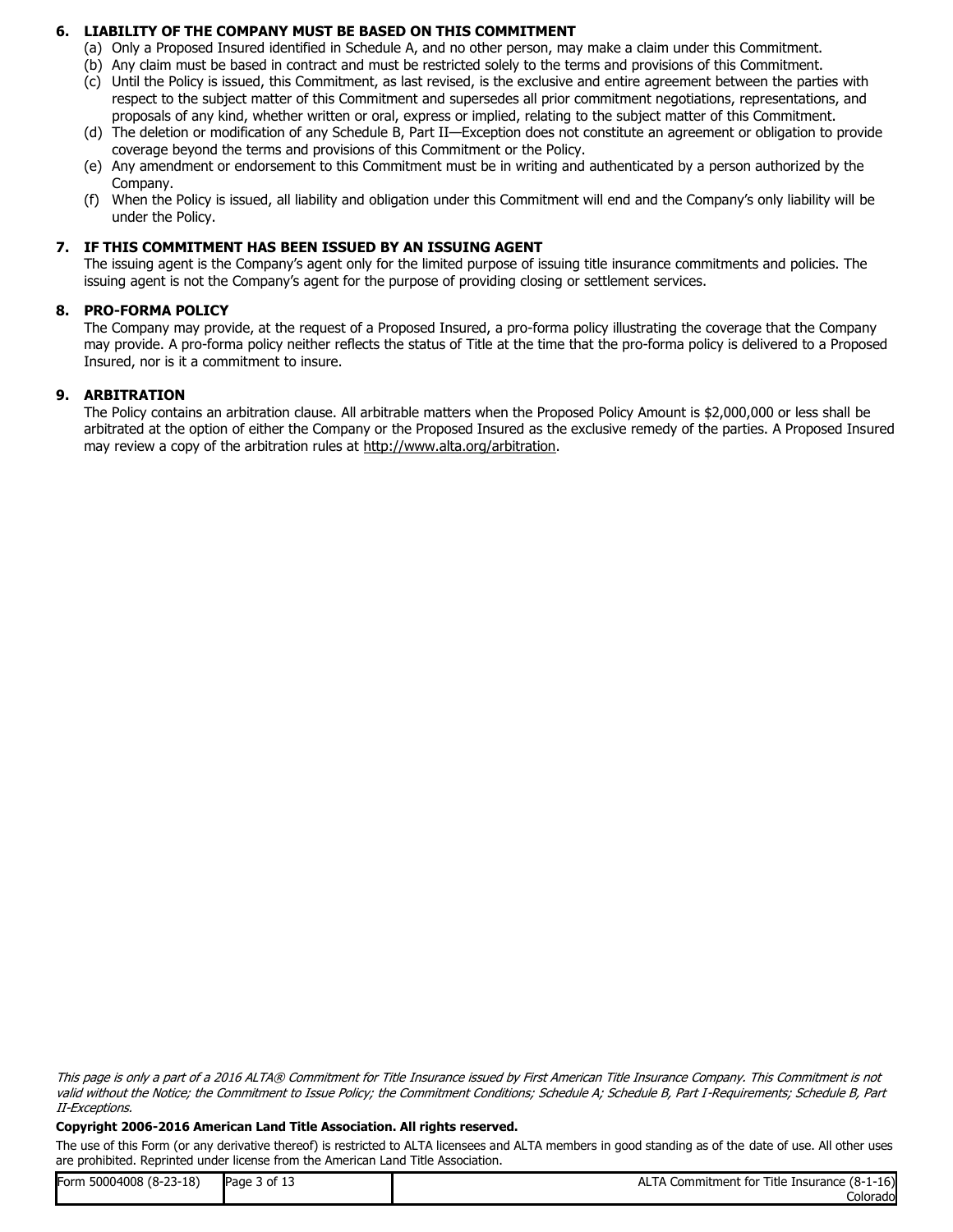## 6. LIABILITY OF THE COMPANY MUST BE BASED ON THIS COMMITMENT

(a) Only a Proposed Insured identified in Schedule A, and no other person, may make a claim under this Commitment.

(b) Any claim must be based in contract and must be restricted solely to the terms and provisions of this Commitment.

(c) Until the Policy is issued, this Commitment, as last revised, is the exclusive and entire agreement between the parties with respect to the subject matter of this Commitment and supersedes all prior commitment negotiations, representations, and proposals of any kind, whether written or oral, express or implied, relating to the subject matter of this Commitment.

(d) The deletion or modification of any Schedule B, Part II—Exception does not constitute an agreement or obligation to provide coverage beyond the terms and provisions of this Commitment or the Policy.

(e) Any amendment or endorsement to this Commitment must be in writing and authenticated by a person authorized by the Company.

(f) When the Policy is issued, all liability and obligation under this Commitment will end and the Company's only liability will be under the Policy.

## 7. IF THIS COMMITMENT HAS BEEN ISSUED BY AN ISSUING AGENT

The issuing agent is the Company's agent only for the limited purpose of issuing title insurance commitments and policies. The issuing agent is not the Company's agent for the purpose of providing closing or settlement services.

## 8. PRO-FORMA POLICY

The Company may provide, at the request of a Proposed Insured, a pro-forma policy illustrating the coverage that the Company may provide. A pro-forma policy neither reflects the status of Title at the time that the pro-forma policy is delivered to a Proposed Insured, nor is it a commitment to insure.

## 9. ARBITRATION

The Policy contains an arbitration clause. All arbitrable matters when the Proposed Policy Amount is $2,000,000 or less shall be arbitrated at the option of either the Company or the Proposed Insured as the exclusive remedy of the parties. A Proposed Insured may review a copy of the arbitration rules at http://www.alta.org/arbitration.

*This page is only a part of a 2016 ALTA® Commitment for Title Insurance issued by First American Title Insurance Company. This Commitment is not valid without the Notice; the Commitment to Issue Policy; the Commitment Conditions; Schedule A; Schedule B, Part I-Requirements; Schedule B, Part II-Exceptions.*

**Copyright 2006-2016 American Land Title Association. All rights reserved.**

The use of this Form (or any derivative thereof) is restricted to ALTA licensees and ALTA members in good standing as of the date of use. All other uses are prohibited. Reprinted under license from the American Land Title Association.

| Form 50004008 (8-23-18) | | ALTA Commitment for Title Insurance (8-1-16) Colorado |
| --- | --- | --- |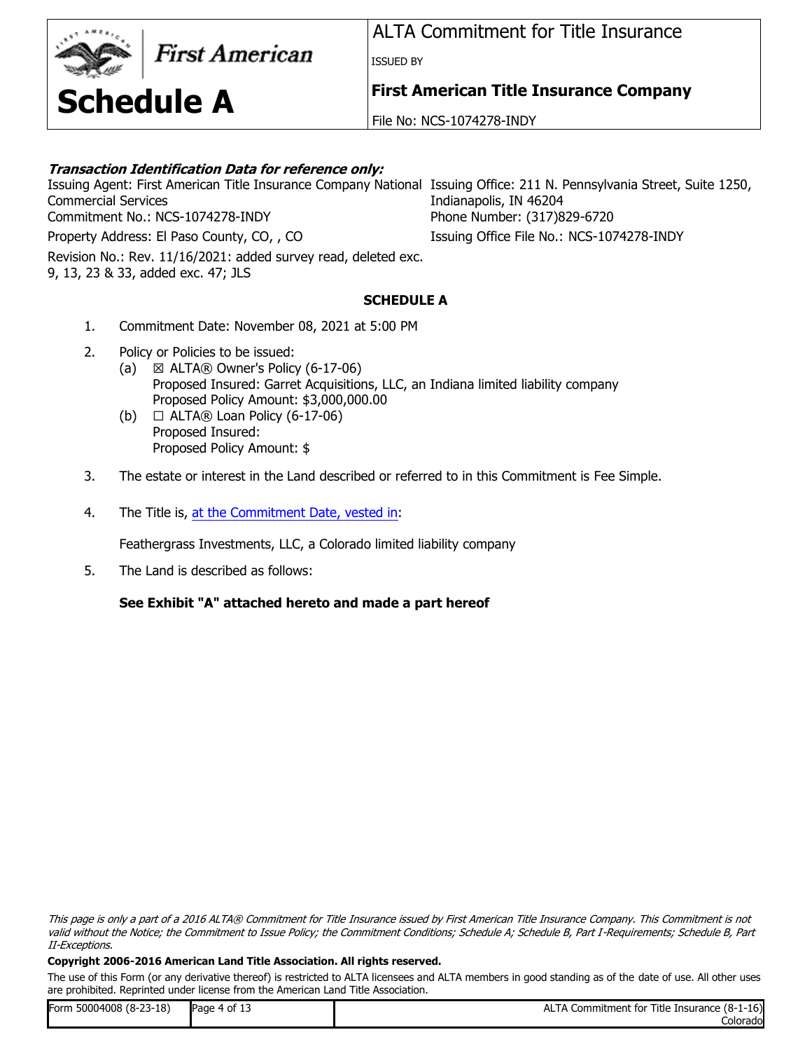# Schedule A

ALTA Commitment for Title Insurance

ISSUED BY

**First American Title Insurance Company**

File No: NCS-1074278-INDY

***Transaction Identification Data for reference only:***

Issuing Agent: First American Title Insurance Company National Commercial Services

Commitment No.: NCS-1074278-INDY

Property Address: El Paso County, CO, , CO

Revision No.: Rev. 11/16/2021: added survey read, deleted exc. 9, 13, 23 & 33, added exc. 47; JLS

Issuing Office: 211 N. Pennsylvania Street, Suite 1250, Indianapolis, IN 46204

Phone Number: (317)829-6720

Issuing Office File No.: NCS-1074278-INDY

## SCHEDULE A

1. Commitment Date: November 08, 2021 at 5:00 PM

2. Policy or Policies to be issued:
   (a) ☒ ALTA® Owner's Policy (6-17-06)
   Proposed Insured: Garret Acquisitions, LLC, an Indiana limited liability company
   Proposed Policy Amount: $3,000,000.00
   (b) ☐ ALTA® Loan Policy (6-17-06)
   Proposed Insured:
   Proposed Policy Amount: $

3. The estate or interest in the Land described or referred to in this Commitment is Fee Simple.

4. The Title is, at the Commitment Date, vested in:

   Feathergrass Investments, LLC, a Colorado limited liability company

5. The Land is described as follows:

   **See Exhibit "A" attached hereto and made a part hereof**

*This page is only a part of a 2016 ALTA® Commitment for Title Insurance issued by First American Title Insurance Company. This Commitment is not valid without the Notice; the Commitment to Issue Policy; the Commitment Conditions; Schedule A; Schedule B, Part I-Requirements; Schedule B, Part II-Exceptions.*

**Copyright 2006-2016 American Land Title Association. All rights reserved.**

The use of this Form (or any derivative thereof) is restricted to ALTA licensees and ALTA members in good standing as of the date of use. All other uses are prohibited. Reprinted under license from the American Land Title Association.

| Form 50004008 (8-23-18) | | ALTA Commitment for Title Insurance (8-1-16) Colorado |
|---|---|---|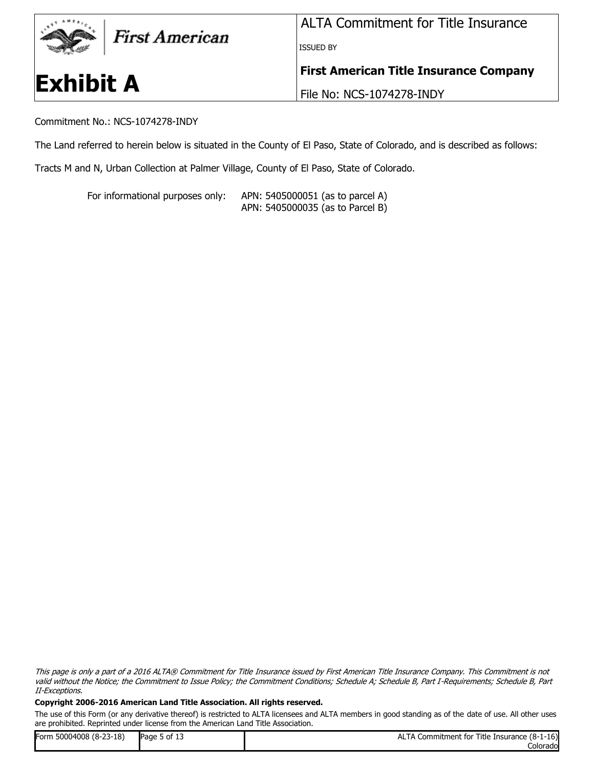# Exhibit A

ALTA Commitment for Title Insurance

ISSUED BY

**First American Title Insurance Company**

File No: NCS-1074278-INDY

Commitment No.: NCS-1074278-INDY

The Land referred to herein below is situated in the County of El Paso, State of Colorado, and is described as follows:

Tracts M and N, Urban Collection at Palmer Village, County of El Paso, State of Colorado.

For informational purposes only: APN: 5405000051 (as to parcel A)
APN: 5405000035 (as to Parcel B)

*This page is only a part of a 2016 ALTA® Commitment for Title Insurance issued by First American Title Insurance Company. This Commitment is not valid without the Notice; the Commitment to Issue Policy; the Commitment Conditions; Schedule A; Schedule B, Part I-Requirements; Schedule B, Part II-Exceptions.*

**Copyright 2006-2016 American Land Title Association. All rights reserved.**

The use of this Form (or any derivative thereof) is restricted to ALTA licensees and ALTA members in good standing as of the date of use. All other uses are prohibited. Reprinted under license from the American Land Title Association.

Form 50004008 (8-23-18) | ALTA Commitment for Title Insurance (8-1-16) Colorado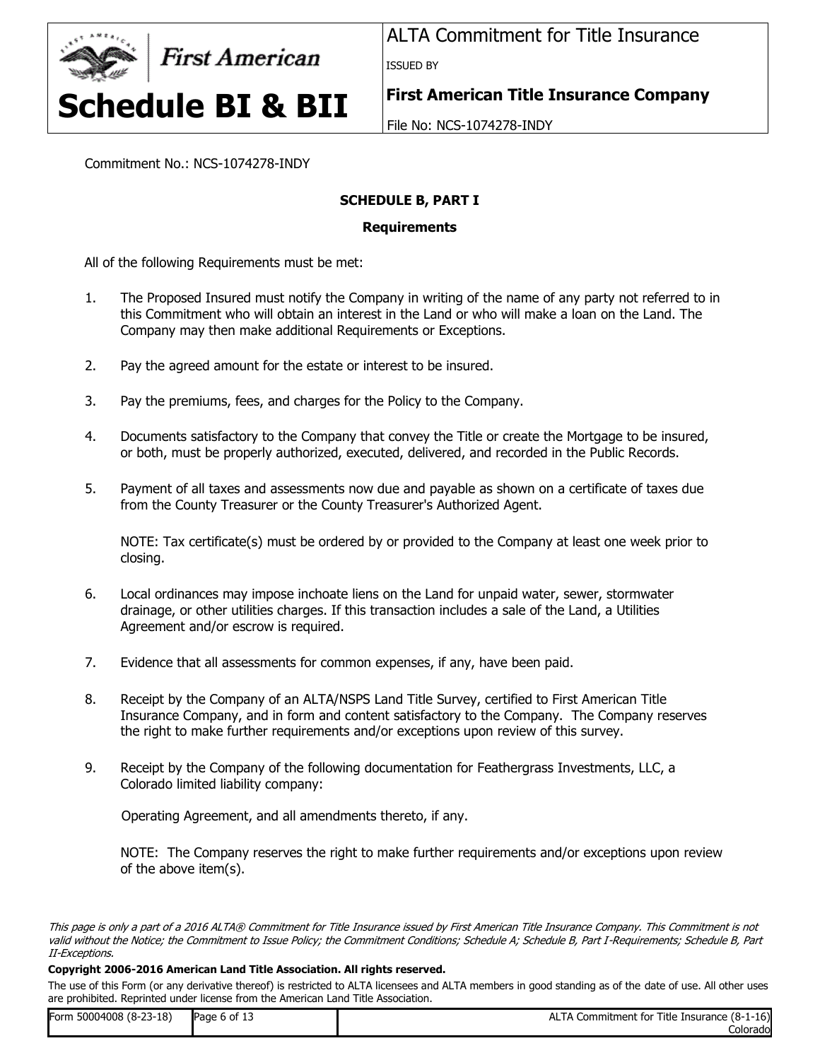Commitment No.: NCS-1074278-INDY

## SCHEDULE B, PART I

### Requirements

All of the following Requirements must be met:

1. The Proposed Insured must notify the Company in writing of the name of any party not referred to in this Commitment who will obtain an interest in the Land or who will make a loan on the Land. The Company may then make additional Requirements or Exceptions.

2. Pay the agreed amount for the estate or interest to be insured.

3. Pay the premiums, fees, and charges for the Policy to the Company.

4. Documents satisfactory to the Company that convey the Title or create the Mortgage to be insured, or both, must be properly authorized, executed, delivered, and recorded in the Public Records.

5. Payment of all taxes and assessments now due and payable as shown on a certificate of taxes due from the County Treasurer or the County Treasurer's Authorized Agent.

   NOTE: Tax certificate(s) must be ordered by or provided to the Company at least one week prior to closing.

6. Local ordinances may impose inchoate liens on the Land for unpaid water, sewer, stormwater drainage, or other utilities charges. If this transaction includes a sale of the Land, a Utilities Agreement and/or escrow is required.

7. Evidence that all assessments for common expenses, if any, have been paid.

8. Receipt by the Company of an ALTA/NSPS Land Title Survey, certified to First American Title Insurance Company, and in form and content satisfactory to the Company. The Company reserves the right to make further requirements and/or exceptions upon review of this survey.

9. Receipt by the Company of the following documentation for Feathergrass Investments, LLC, a Colorado limited liability company:

   Operating Agreement, and all amendments thereto, if any.

   NOTE: The Company reserves the right to make further requirements and/or exceptions upon review of the above item(s).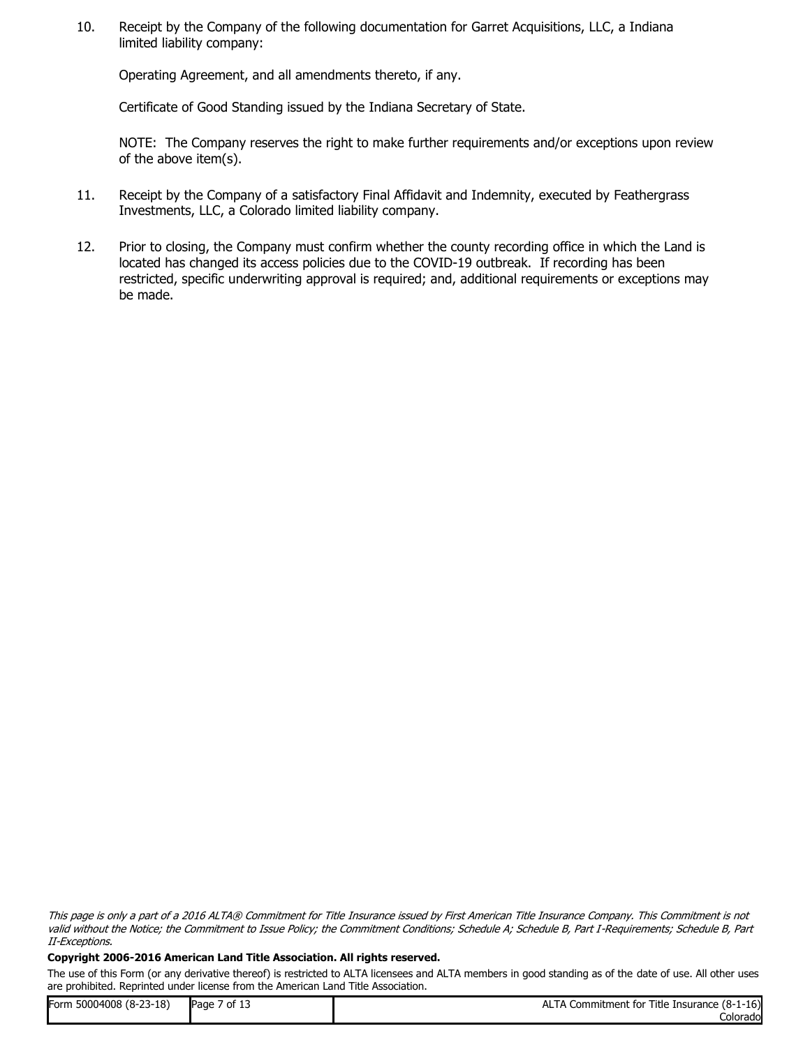10. Receipt by the Company of the following documentation for Garret Acquisitions, LLC, a Indiana limited liability company:

    Operating Agreement, and all amendments thereto, if any.

    Certificate of Good Standing issued by the Indiana Secretary of State.

    NOTE: The Company reserves the right to make further requirements and/or exceptions upon review of the above item(s).

11. Receipt by the Company of a satisfactory Final Affidavit and Indemnity, executed by Feathergrass Investments, LLC, a Colorado limited liability company.

12. Prior to closing, the Company must confirm whether the county recording office in which the Land is located has changed its access policies due to the COVID-19 outbreak. If recording has been restricted, specific underwriting approval is required; and, additional requirements or exceptions may be made.

*This page is only a part of a 2016 ALTA® Commitment for Title Insurance issued by First American Title Insurance Company. This Commitment is not valid without the Notice; the Commitment to Issue Policy; the Commitment Conditions; Schedule A; Schedule B, Part I-Requirements; Schedule B, Part II-Exceptions.*

**Copyright 2006-2016 American Land Title Association. All rights reserved.**

The use of this Form (or any derivative thereof) is restricted to ALTA licensees and ALTA members in good standing as of the date of use. All other uses are prohibited. Reprinted under license from the American Land Title Association.

| Form 50004008 (8-23-18) | | ALTA Commitment for Title Insurance (8-1-16) Colorado |
|---|---|---|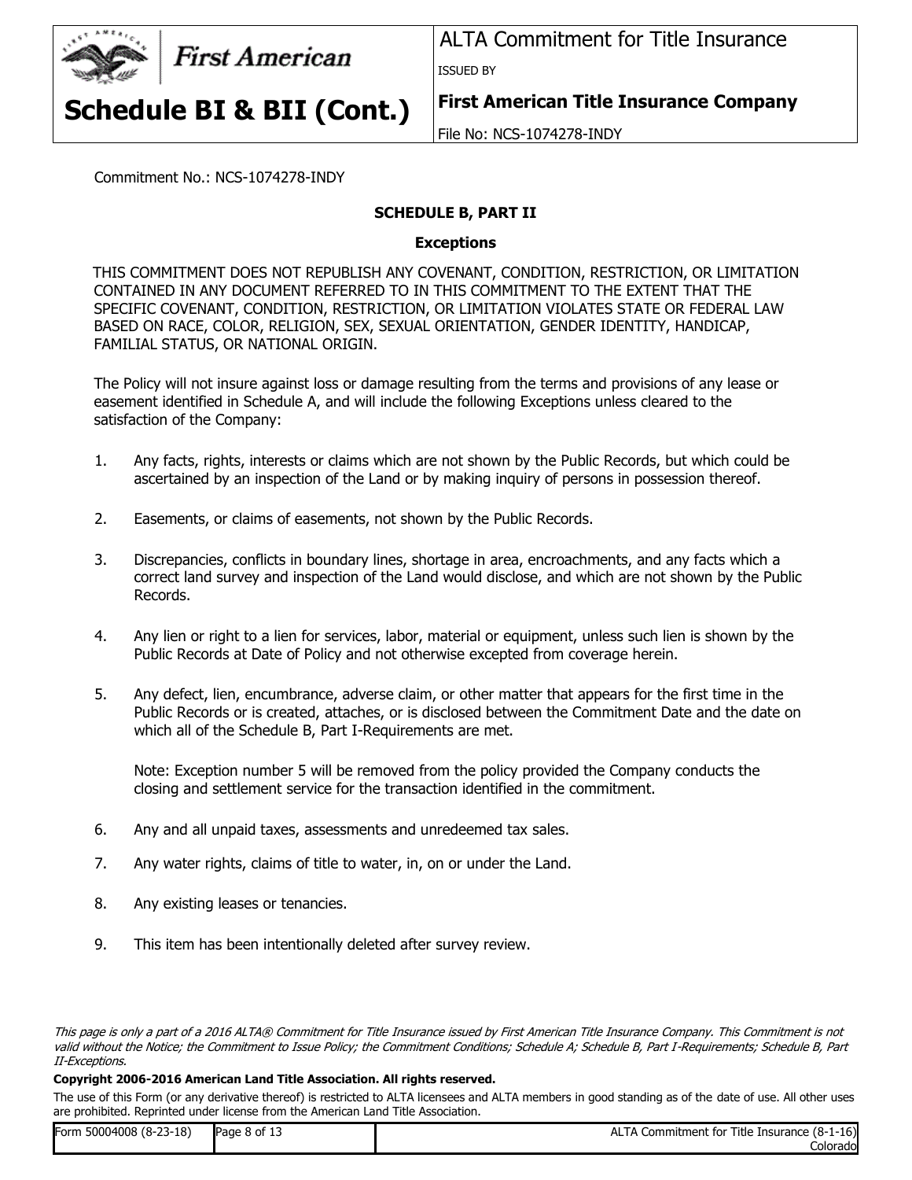Commitment No.: NCS-1074278-INDY

## SCHEDULE B, PART II

### Exceptions

THIS COMMITMENT DOES NOT REPUBLISH ANY COVENANT, CONDITION, RESTRICTION, OR LIMITATION CONTAINED IN ANY DOCUMENT REFERRED TO IN THIS COMMITMENT TO THE EXTENT THAT THE SPECIFIC COVENANT, CONDITION, RESTRICTION, OR LIMITATION VIOLATES STATE OR FEDERAL LAW BASED ON RACE, COLOR, RELIGION, SEX, SEXUAL ORIENTATION, GENDER IDENTITY, HANDICAP, FAMILIAL STATUS, OR NATIONAL ORIGIN.

The Policy will not insure against loss or damage resulting from the terms and provisions of any lease or easement identified in Schedule A, and will include the following Exceptions unless cleared to the satisfaction of the Company:

1. Any facts, rights, interests or claims which are not shown by the Public Records, but which could be ascertained by an inspection of the Land or by making inquiry of persons in possession thereof.

2. Easements, or claims of easements, not shown by the Public Records.

3. Discrepancies, conflicts in boundary lines, shortage in area, encroachments, and any facts which a correct land survey and inspection of the Land would disclose, and which are not shown by the Public Records.

4. Any lien or right to a lien for services, labor, material or equipment, unless such lien is shown by the Public Records at Date of Policy and not otherwise excepted from coverage herein.

5. Any defect, lien, encumbrance, adverse claim, or other matter that appears for the first time in the Public Records or is created, attaches, or is disclosed between the Commitment Date and the date on which all of the Schedule B, Part I-Requirements are met.

   Note: Exception number 5 will be removed from the policy provided the Company conducts the closing and settlement service for the transaction identified in the commitment.

6. Any and all unpaid taxes, assessments and unredeemed tax sales.

7. Any water rights, claims of title to water, in, on or under the Land.

8. Any existing leases or tenancies.

9. This item has been intentionally deleted after survey review.

*This page is only a part of a 2016 ALTA® Commitment for Title Insurance issued by First American Title Insurance Company. This Commitment is not valid without the Notice; the Commitment to Issue Policy; the Commitment Conditions; Schedule A; Schedule B, Part I-Requirements; Schedule B, Part II-Exceptions.*

**Copyright 2006-2016 American Land Title Association. All rights reserved.**

The use of this Form (or any derivative thereof) is restricted to ALTA licensees and ALTA members in good standing as of the date of use. All other uses are prohibited. Reprinted under license from the American Land Title Association.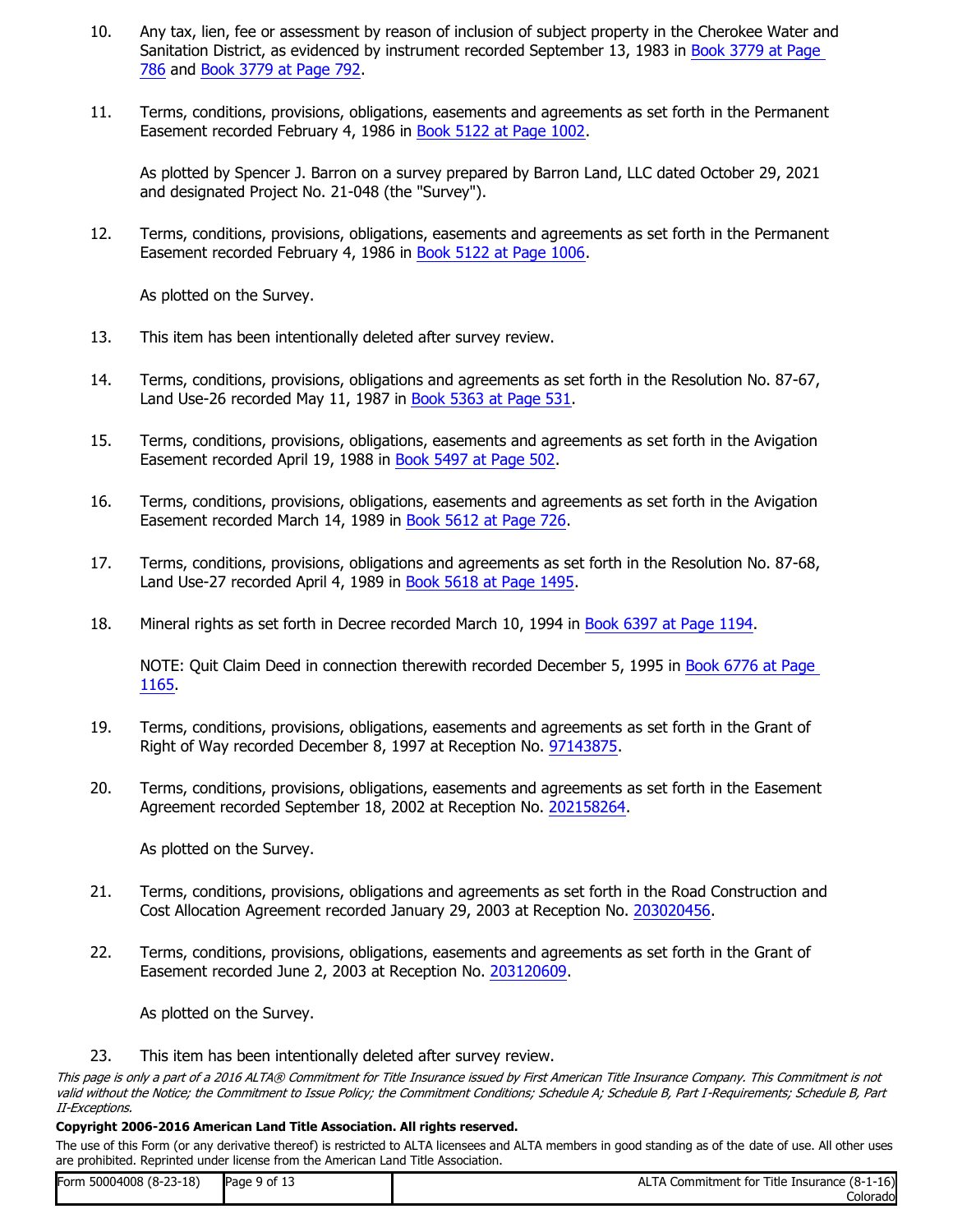10. Any tax, lien, fee or assessment by reason of inclusion of subject property in the Cherokee Water and Sanitation District, as evidenced by instrument recorded September 13, 1983 in Book 3779 at Page 786 and Book 3779 at Page 792.

11. Terms, conditions, provisions, obligations, easements and agreements as set forth in the Permanent Easement recorded February 4, 1986 in Book 5122 at Page 1002.

    As plotted by Spencer J. Barron on a survey prepared by Barron Land, LLC dated October 29, 2021 and designated Project No. 21-048 (the "Survey").

12. Terms, conditions, provisions, obligations, easements and agreements as set forth in the Permanent Easement recorded February 4, 1986 in Book 5122 at Page 1006.

    As plotted on the Survey.

13. This item has been intentionally deleted after survey review.

14. Terms, conditions, provisions, obligations and agreements as set forth in the Resolution No. 87-67, Land Use-26 recorded May 11, 1987 in Book 5363 at Page 531.

15. Terms, conditions, provisions, obligations, easements and agreements as set forth in the Avigation Easement recorded April 19, 1988 in Book 5497 at Page 502.

16. Terms, conditions, provisions, obligations, easements and agreements as set forth in the Avigation Easement recorded March 14, 1989 in Book 5612 at Page 726.

17. Terms, conditions, provisions, obligations and agreements as set forth in the Resolution No. 87-68, Land Use-27 recorded April 4, 1989 in Book 5618 at Page 1495.

18. Mineral rights as set forth in Decree recorded March 10, 1994 in Book 6397 at Page 1194.

    NOTE: Quit Claim Deed in connection therewith recorded December 5, 1995 in Book 6776 at Page 1165.

19. Terms, conditions, provisions, obligations, easements and agreements as set forth in the Grant of Right of Way recorded December 8, 1997 at Reception No. 97143875.

20. Terms, conditions, provisions, obligations, easements and agreements as set forth in the Easement Agreement recorded September 18, 2002 at Reception No. 202158264.

    As plotted on the Survey.

21. Terms, conditions, provisions, obligations and agreements as set forth in the Road Construction and Cost Allocation Agreement recorded January 29, 2003 at Reception No. 203020456.

22. Terms, conditions, provisions, obligations, easements and agreements as set forth in the Grant of Easement recorded June 2, 2003 at Reception No. 203120609.

    As plotted on the Survey.

23. This item has been intentionally deleted after survey review.

*This page is only a part of a 2016 ALTA® Commitment for Title Insurance issued by First American Title Insurance Company. This Commitment is not valid without the Notice; the Commitment to Issue Policy; the Commitment Conditions; Schedule A; Schedule B, Part I-Requirements; Schedule B, Part II-Exceptions.*

**Copyright 2006-2016 American Land Title Association. All rights reserved.**

The use of this Form (or any derivative thereof) is restricted to ALTA licensees and ALTA members in good standing as of the date of use. All other uses are prohibited. Reprinted under license from the American Land Title Association.

| Form 50004008 (8-23-18) | | ALTA Commitment for Title Insurance (8-1-16) Colorado |
|---|---|---|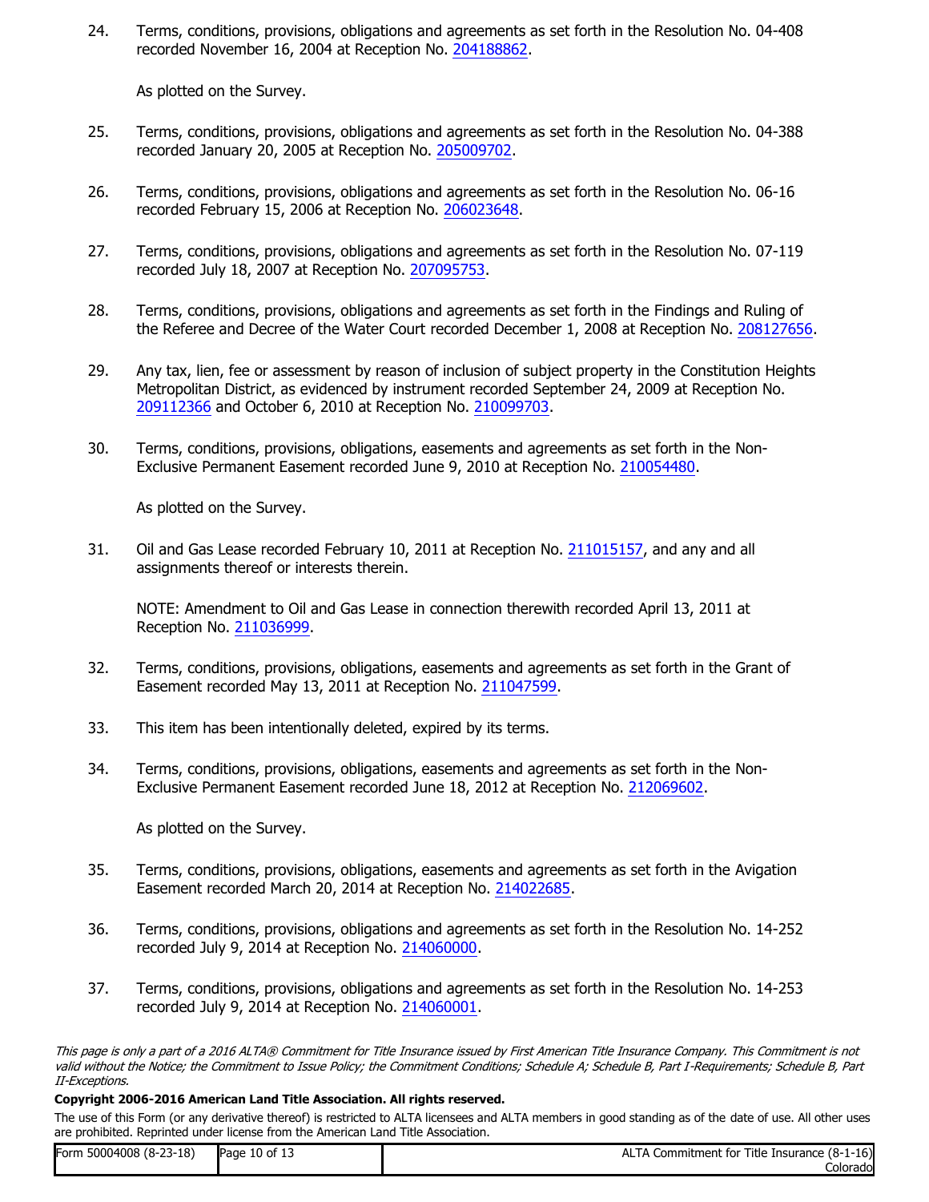24. Terms, conditions, provisions, obligations and agreements as set forth in the Resolution No. 04-408 recorded November 16, 2004 at Reception No. 204188862.

    As plotted on the Survey.

25. Terms, conditions, provisions, obligations and agreements as set forth in the Resolution No. 04-388 recorded January 20, 2005 at Reception No. 205009702.

26. Terms, conditions, provisions, obligations and agreements as set forth in the Resolution No. 06-16 recorded February 15, 2006 at Reception No. 206023648.

27. Terms, conditions, provisions, obligations and agreements as set forth in the Resolution No. 07-119 recorded July 18, 2007 at Reception No. 207095753.

28. Terms, conditions, provisions, obligations and agreements as set forth in the Findings and Ruling of the Referee and Decree of the Water Court recorded December 1, 2008 at Reception No. 208127656.

29. Any tax, lien, fee or assessment by reason of inclusion of subject property in the Constitution Heights Metropolitan District, as evidenced by instrument recorded September 24, 2009 at Reception No. 209112366 and October 6, 2010 at Reception No. 210099703.

30. Terms, conditions, provisions, obligations, easements and agreements as set forth in the Non-Exclusive Permanent Easement recorded June 9, 2010 at Reception No. 210054480.

    As plotted on the Survey.

31. Oil and Gas Lease recorded February 10, 2011 at Reception No. 211015157, and any and all assignments thereof or interests therein.

    NOTE: Amendment to Oil and Gas Lease in connection therewith recorded April 13, 2011 at Reception No. 211036999.

32. Terms, conditions, provisions, obligations, easements and agreements as set forth in the Grant of Easement recorded May 13, 2011 at Reception No. 211047599.

33. This item has been intentionally deleted, expired by its terms.

34. Terms, conditions, provisions, obligations, easements and agreements as set forth in the Non-Exclusive Permanent Easement recorded June 18, 2012 at Reception No. 212069602.

    As plotted on the Survey.

35. Terms, conditions, provisions, obligations, easements and agreements as set forth in the Avigation Easement recorded March 20, 2014 at Reception No. 214022685.

36. Terms, conditions, provisions, obligations and agreements as set forth in the Resolution No. 14-252 recorded July 9, 2014 at Reception No. 214060000.

37. Terms, conditions, provisions, obligations and agreements as set forth in the Resolution No. 14-253 recorded July 9, 2014 at Reception No. 214060001.

*This page is only a part of a 2016 ALTA® Commitment for Title Insurance issued by First American Title Insurance Company. This Commitment is not valid without the Notice; the Commitment to Issue Policy; the Commitment Conditions; Schedule A; Schedule B, Part I-Requirements; Schedule B, Part II-Exceptions.*

**Copyright 2006-2016 American Land Title Association. All rights reserved.**

The use of this Form (or any derivative thereof) is restricted to ALTA licensees and ALTA members in good standing as of the date of use. All other uses are prohibited. Reprinted under license from the American Land Title Association.

| Form 50004008 (8-23-18) | | ALTA Commitment for Title Insurance (8-1-16) Colorado |
|---|---|---|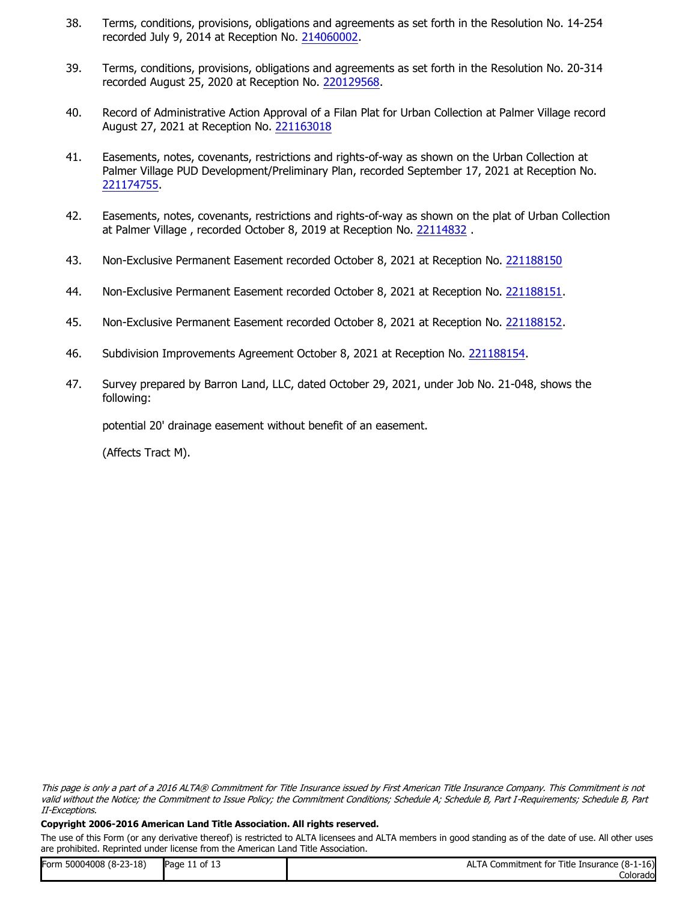38. Terms, conditions, provisions, obligations and agreements as set forth in the Resolution No. 14-254 recorded July 9, 2014 at Reception No. 214060002.

39. Terms, conditions, provisions, obligations and agreements as set forth in the Resolution No. 20-314 recorded August 25, 2020 at Reception No. 220129568.

40. Record of Administrative Action Approval of a Filan Plat for Urban Collection at Palmer Village record August 27, 2021 at Reception No. 221163018

41. Easements, notes, covenants, restrictions and rights-of-way as shown on the Urban Collection at Palmer Village PUD Development/Preliminary Plan, recorded September 17, 2021 at Reception No. 221174755.

42. Easements, notes, covenants, restrictions and rights-of-way as shown on the plat of Urban Collection at Palmer Village , recorded October 8, 2019 at Reception No. 22114832 .

43. Non-Exclusive Permanent Easement recorded October 8, 2021 at Reception No. 221188150

44. Non-Exclusive Permanent Easement recorded October 8, 2021 at Reception No. 221188151.

45. Non-Exclusive Permanent Easement recorded October 8, 2021 at Reception No. 221188152.

46. Subdivision Improvements Agreement October 8, 2021 at Reception No. 221188154.

47. Survey prepared by Barron Land, LLC, dated October 29, 2021, under Job No. 21-048, shows the following:

    potential 20' drainage easement without benefit of an easement.

    (Affects Tract M).

*This page is only a part of a 2016 ALTA® Commitment for Title Insurance issued by First American Title Insurance Company. This Commitment is not valid without the Notice; the Commitment to Issue Policy; the Commitment Conditions; Schedule A; Schedule B, Part I-Requirements; Schedule B, Part II-Exceptions.*

**Copyright 2006-2016 American Land Title Association. All rights reserved.**

The use of this Form (or any derivative thereof) is restricted to ALTA licensees and ALTA members in good standing as of the date of use. All other uses are prohibited. Reprinted under license from the American Land Title Association.

| Form 50004008 (8-23-18) | | ALTA Commitment for Title Insurance (8-1-16) Colorado |
|---|---|---|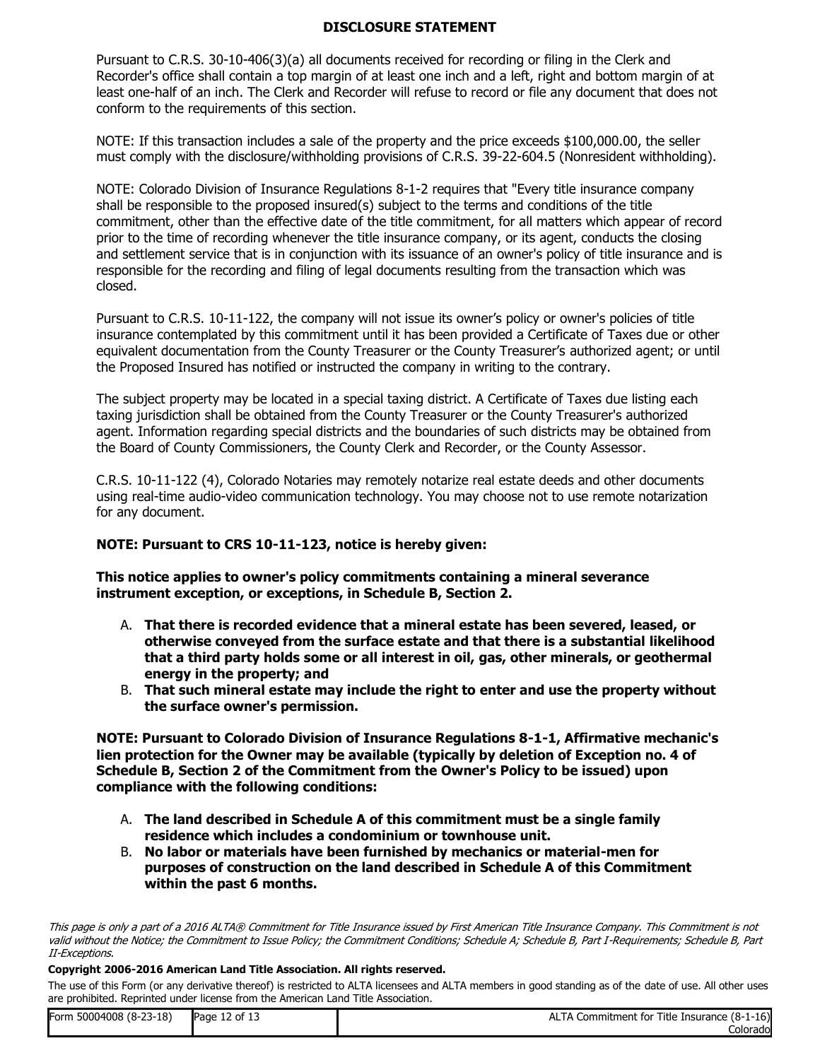## DISCLOSURE STATEMENT

Pursuant to C.R.S. 30-10-406(3)(a) all documents received for recording or filing in the Clerk and Recorder's office shall contain a top margin of at least one inch and a left, right and bottom margin of at least one-half of an inch. The Clerk and Recorder will refuse to record or file any document that does not conform to the requirements of this section.

NOTE: If this transaction includes a sale of the property and the price exceeds $100,000.00, the seller must comply with the disclosure/withholding provisions of C.R.S. 39-22-604.5 (Nonresident withholding).

NOTE: Colorado Division of Insurance Regulations 8-1-2 requires that "Every title insurance company shall be responsible to the proposed insured(s) subject to the terms and conditions of the title commitment, other than the effective date of the title commitment, for all matters which appear of record prior to the time of recording whenever the title insurance company, or its agent, conducts the closing and settlement service that is in conjunction with its issuance of an owner's policy of title insurance and is responsible for the recording and filing of legal documents resulting from the transaction which was closed.

Pursuant to C.R.S. 10-11-122, the company will not issue its owner's policy or owner's policies of title insurance contemplated by this commitment until it has been provided a Certificate of Taxes due or other equivalent documentation from the County Treasurer or the County Treasurer's authorized agent; or until the Proposed Insured has notified or instructed the company in writing to the contrary.

The subject property may be located in a special taxing district. A Certificate of Taxes due listing each taxing jurisdiction shall be obtained from the County Treasurer or the County Treasurer's authorized agent. Information regarding special districts and the boundaries of such districts may be obtained from the Board of County Commissioners, the County Clerk and Recorder, or the County Assessor.

C.R.S. 10-11-122 (4), Colorado Notaries may remotely notarize real estate deeds and other documents using real-time audio-video communication technology. You may choose not to use remote notarization for any document.

**NOTE: Pursuant to CRS 10-11-123, notice is hereby given:**

**This notice applies to owner's policy commitments containing a mineral severance instrument exception, or exceptions, in Schedule B, Section 2.**

A. **That there is recorded evidence that a mineral estate has been severed, leased, or otherwise conveyed from the surface estate and that there is a substantial likelihood that a third party holds some or all interest in oil, gas, other minerals, or geothermal energy in the property; and**
B. **That such mineral estate may include the right to enter and use the property without the surface owner's permission.**

**NOTE: Pursuant to Colorado Division of Insurance Regulations 8-1-1, Affirmative mechanic's lien protection for the Owner may be available (typically by deletion of Exception no. 4 of Schedule B, Section 2 of the Commitment from the Owner's Policy to be issued) upon compliance with the following conditions:**

A. **The land described in Schedule A of this commitment must be a single family residence which includes a condominium or townhouse unit.**
B. **No labor or materials have been furnished by mechanics or material-men for purposes of construction on the land described in Schedule A of this Commitment within the past 6 months.**

*This page is only a part of a 2016 ALTA® Commitment for Title Insurance issued by First American Title Insurance Company. This Commitment is not valid without the Notice; the Commitment to Issue Policy; the Commitment Conditions; Schedule A; Schedule B, Part I-Requirements; Schedule B, Part II-Exceptions.*

**Copyright 2006-2016 American Land Title Association. All rights reserved.**

The use of this Form (or any derivative thereof) is restricted to ALTA licensees and ALTA members in good standing as of the date of use. All other uses are prohibited. Reprinted under license from the American Land Title Association.

| Form 50004008 (8-23-18) | | ALTA Commitment for Title Insurance (8-1-16) Colorado |
|---|---|---|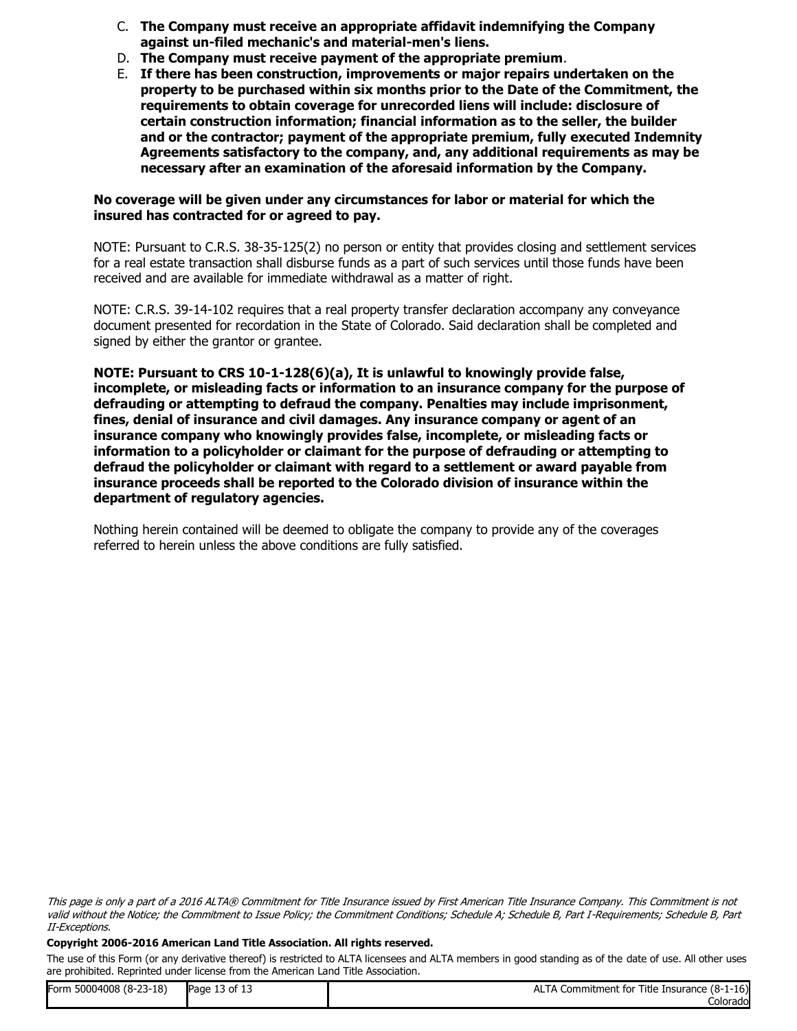C. **The Company must receive an appropriate affidavit indemnifying the Company against un-filed mechanic's and material-men's liens.**
D. **The Company must receive payment of the appropriate premium**.
E. **If there has been construction, improvements or major repairs undertaken on the property to be purchased within six months prior to the Date of the Commitment, the requirements to obtain coverage for unrecorded liens will include: disclosure of certain construction information; financial information as to the seller, the builder and or the contractor; payment of the appropriate premium, fully executed Indemnity Agreements satisfactory to the company, and, any additional requirements as may be necessary after an examination of the aforesaid information by the Company.**

**No coverage will be given under any circumstances for labor or material for which the insured has contracted for or agreed to pay.**

NOTE: Pursuant to C.R.S. 38-35-125(2) no person or entity that provides closing and settlement services for a real estate transaction shall disburse funds as a part of such services until those funds have been received and are available for immediate withdrawal as a matter of right.

NOTE: C.R.S. 39-14-102 requires that a real property transfer declaration accompany any conveyance document presented for recordation in the State of Colorado. Said declaration shall be completed and signed by either the grantor or grantee.

**NOTE: Pursuant to CRS 10-1-128(6)(a), It is unlawful to knowingly provide false, incomplete, or misleading facts or information to an insurance company for the purpose of defrauding or attempting to defraud the company. Penalties may include imprisonment, fines, denial of insurance and civil damages. Any insurance company or agent of an insurance company who knowingly provides false, incomplete, or misleading facts or information to a policyholder or claimant for the purpose of defrauding or attempting to defraud the policyholder or claimant with regard to a settlement or award payable from insurance proceeds shall be reported to the Colorado division of insurance within the department of regulatory agencies.**

Nothing herein contained will be deemed to obligate the company to provide any of the coverages referred to herein unless the above conditions are fully satisfied.